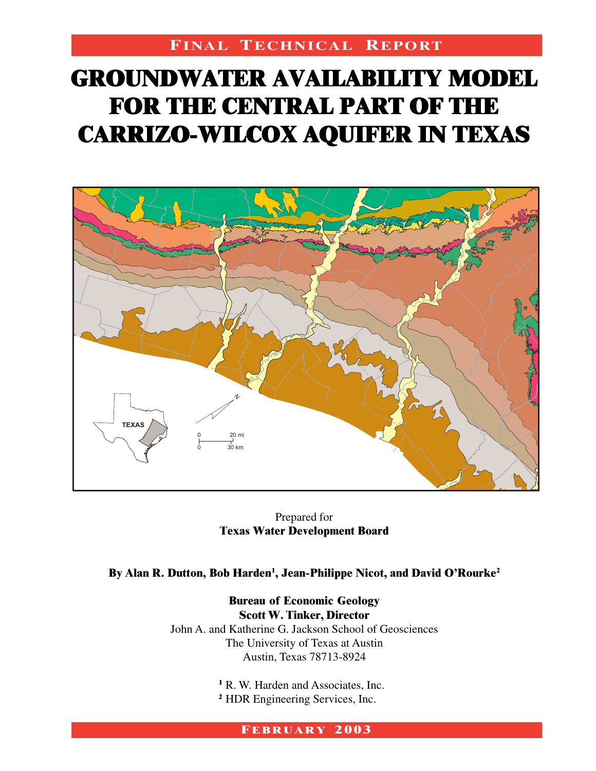FINAL TECHNICAL REPORT

# GROUNDWATER AVAILABILITY MODEL FOR THE CENTRAL PART OF THE CARRIZO-WILCOX AQUIFER IN TEXAS

Prepared for
**Texas Water Development Board**

**By Alan R. Dutton, Bob Harden[1], Jean-Philippe Nicot, and David O'Rourke[2]**

**Bureau of Economic Geology**
**Scott W. Tinker, Director**
John A. and Katherine G. Jackson School of Geosciences
The University of Texas at Austin
Austin, Texas 78713-8924

[1] R. W. Harden and Associates, Inc.
[2] HDR Engineering Services, Inc.

FEBRUARY 2003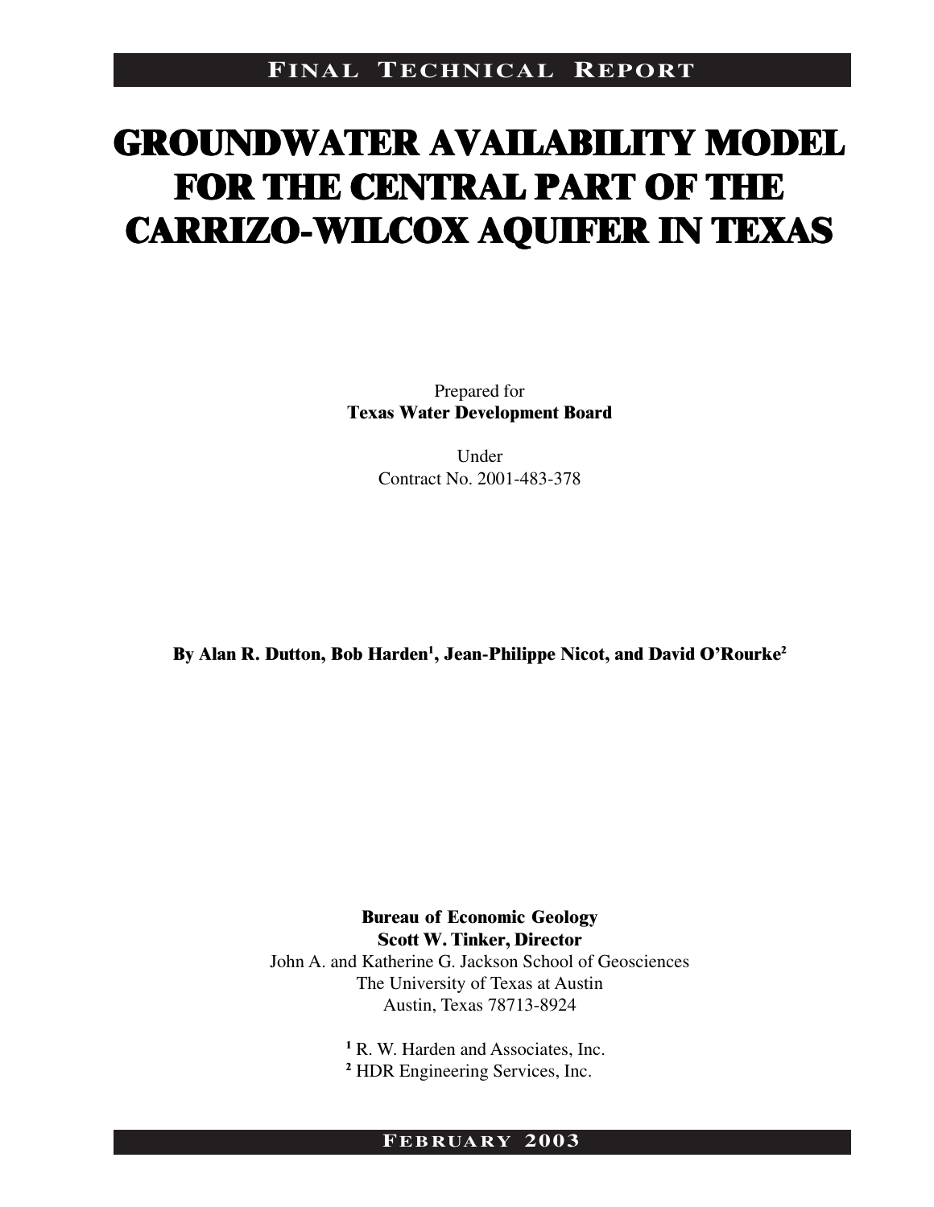**FINAL TECHNICAL REPORT**

# GROUNDWATER AVAILABILITY MODEL FOR THE CENTRAL PART OF THE CARRIZO-WILCOX AQUIFER IN TEXAS

Prepared for
**Texas Water Development Board**

Under
Contract No. 2001-483-378

**By Alan R. Dutton, Bob Harden[1], Jean-Philippe Nicot, and David O'Rourke[2]**

**Bureau of Economic Geology**
**Scott W. Tinker, Director**
John A. and Katherine G. Jackson School of Geosciences
The University of Texas at Austin
Austin, Texas 78713-8924

[1] R. W. Harden and Associates, Inc.
[2] HDR Engineering Services, Inc.

**FEBRUARY 2003**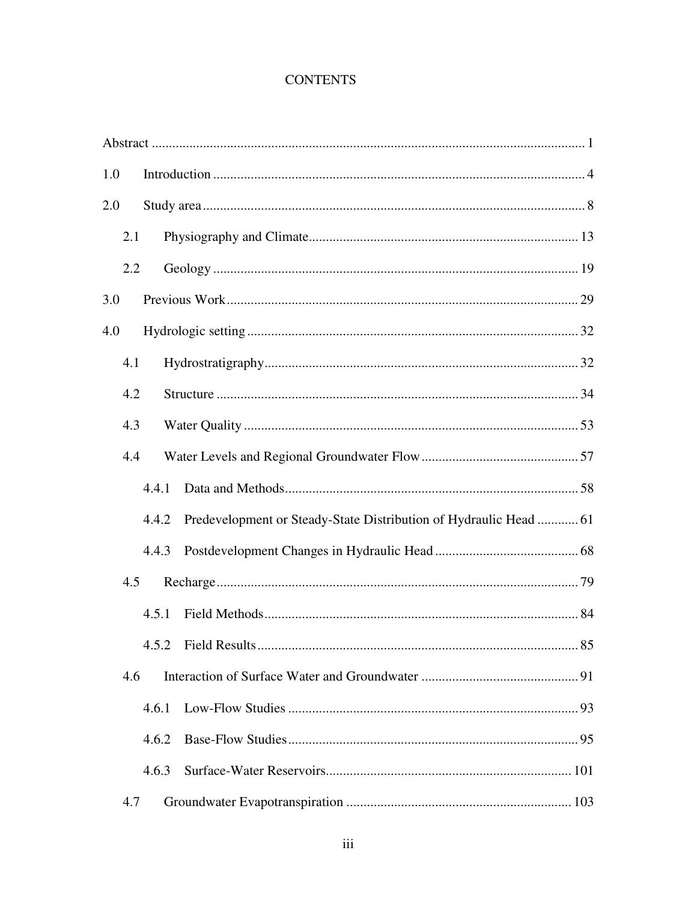# CONTENTS

Abstract ........................................................................................................................ 1

1.0 Introduction ........................................................................................................ 4

2.0 Study area ........................................................................................................... 8

  2.1 Physiography and Climate ........................................................................... 13

  2.2 Geology ........................................................................................................ 19

3.0 Previous Work .................................................................................................... 29

4.0 Hydrologic setting ............................................................................................... 32

  4.1 Hydrostratigraphy .......................................................................................... 32

  4.2 Structure ........................................................................................................ 34

  4.3 Water Quality ................................................................................................ 53

  4.4 Water Levels and Regional Groundwater Flow ............................................ 57

    4.4.1 Data and Methods ..................................................................................... 58

    4.4.2 Predevelopment or Steady-State Distribution of Hydraulic Head ............ 61

    4.4.3 Postdevelopment Changes in Hydraulic Head .......................................... 68

  4.5 Recharge ........................................................................................................ 79

    4.5.1 Field Methods ........................................................................................... 84

    4.5.2 Field Results ............................................................................................. 85

  4.6 Interaction of Surface Water and Groundwater ............................................ 91

    4.6.1 Low-Flow Studies ..................................................................................... 93

    4.6.2 Base-Flow Studies ..................................................................................... 95

    4.6.3 Surface-Water Reservoirs ........................................................................ 101

  4.7 Groundwater Evapotranspiration ................................................................. 103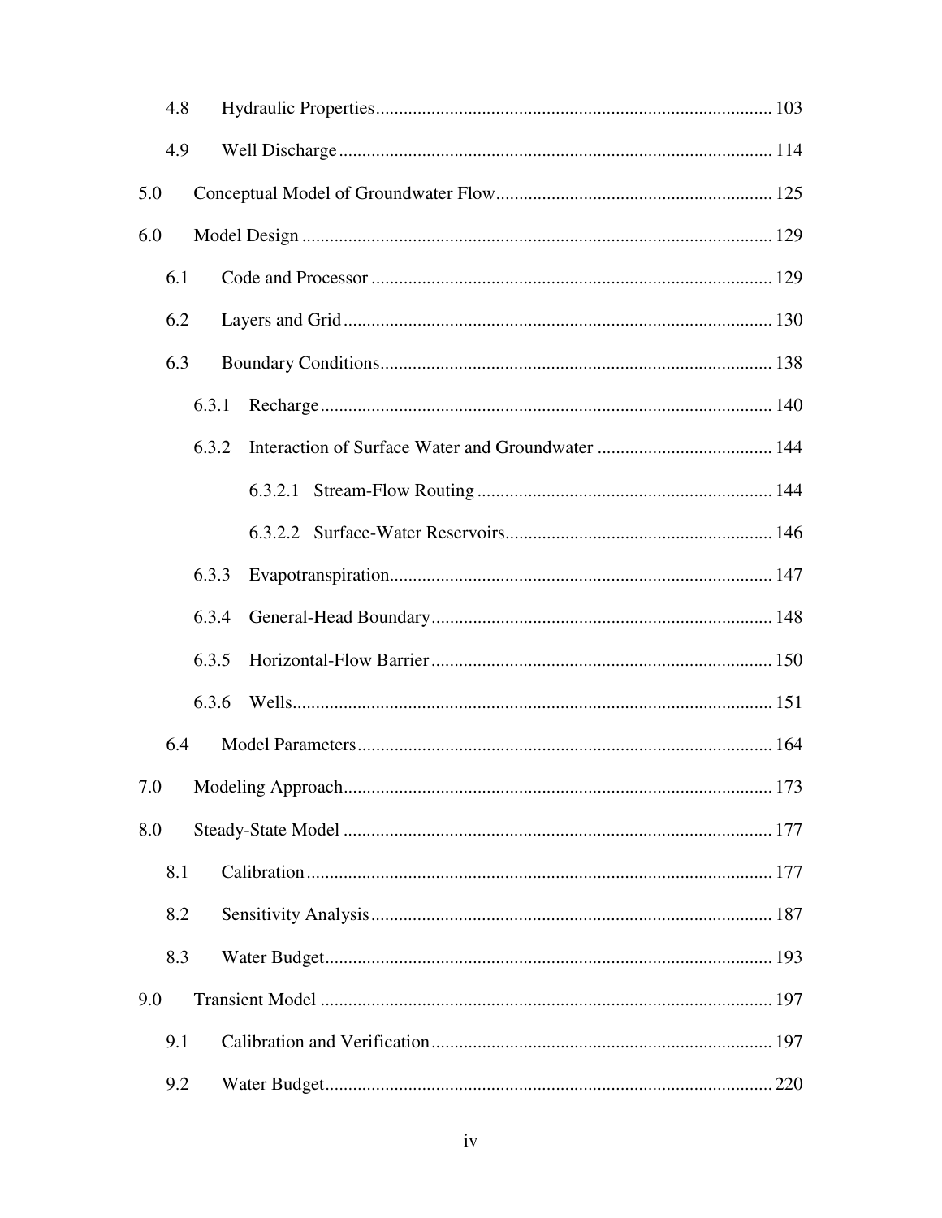4.8 Hydraulic Properties ..... 103

4.9 Well Discharge ..... 114

5.0 Conceptual Model of Groundwater Flow ..... 125

6.0 Model Design ..... 129

6.1 Code and Processor ..... 129

6.2 Layers and Grid ..... 130

6.3 Boundary Conditions ..... 138

6.3.1 Recharge ..... 140

6.3.2 Interaction of Surface Water and Groundwater ..... 144

6.3.2.1 Stream-Flow Routing ..... 144

6.3.2.2 Surface-Water Reservoirs ..... 146

6.3.3 Evapotranspiration ..... 147

6.3.4 General-Head Boundary ..... 148

6.3.5 Horizontal-Flow Barrier ..... 150

6.3.6 Wells ..... 151

6.4 Model Parameters ..... 164

7.0 Modeling Approach ..... 173

8.0 Steady-State Model ..... 177

8.1 Calibration ..... 177

8.2 Sensitivity Analysis ..... 187

8.3 Water Budget ..... 193

9.0 Transient Model ..... 197

9.1 Calibration and Verification ..... 197

9.2 Water Budget ..... 220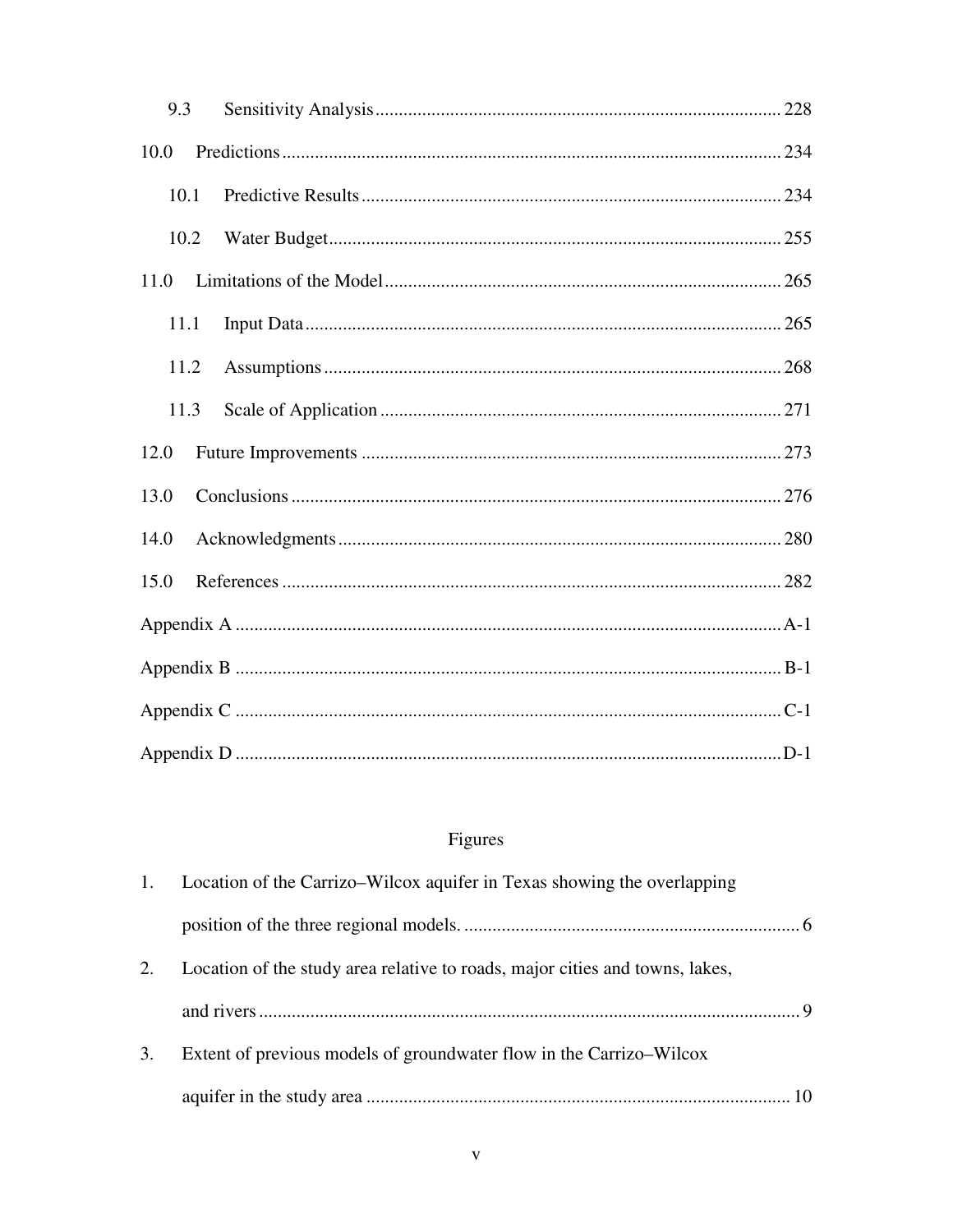9.3 Sensitivity Analysis ...................................................................................... 228

10.0 Predictions ........................................................................................................ 234

10.1 Predictive Results ......................................................................................... 234

10.2 Water Budget ................................................................................................ 255

11.0 Limitations of the Model .................................................................................... 265

11.1 Input Data ..................................................................................................... 265

11.2 Assumptions ................................................................................................. 268

11.3 Scale of Application ...................................................................................... 271

12.0 Future Improvements ......................................................................................... 273

13.0 Conclusions ........................................................................................................ 276

14.0 Acknowledgments .............................................................................................. 280

15.0 References .......................................................................................................... 282

Appendix A ..................................................................................................................... A-1

Appendix B ..................................................................................................................... B-1

Appendix C ..................................................................................................................... C-1

Appendix D ..................................................................................................................... D-1

## Figures

1. Location of the Carrizo–Wilcox aquifer in Texas showing the overlapping position of the three regional models. ........................................................................ 6
2. Location of the study area relative to roads, major cities and towns, lakes, and rivers ................................................................................................................. 9
3. Extent of previous models of groundwater flow in the Carrizo–Wilcox aquifer in the study area .......................................................................................... 10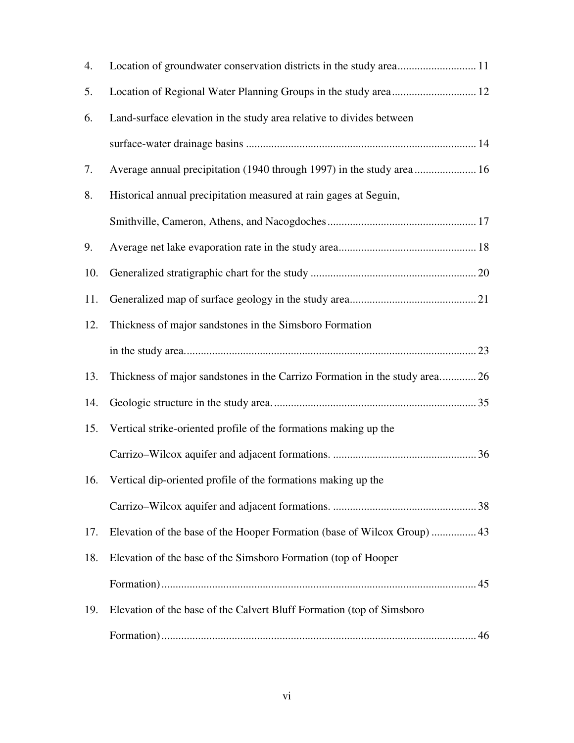4. Location of groundwater conservation districts in the study area ............................ 11
5. Location of Regional Water Planning Groups in the study area .............................. 12
6. Land-surface elevation in the study area relative to divides between surface-water drainage basins .................................................................................. 14
7. Average annual precipitation (1940 through 1997) in the study area ...................... 16
8. Historical annual precipitation measured at rain gages at Seguin, Smithville, Cameron, Athens, and Nacogdoches ..................................................... 17
9. Average net lake evaporation rate in the study area ................................................. 18
10. Generalized stratigraphic chart for the study ........................................................... 20
11. Generalized map of surface geology in the study area ............................................. 21
12. Thickness of major sandstones in the Simsboro Formation in the study area ......................................................................................................... 23
13. Thickness of major sandstones in the Carrizo Formation in the study area ............. 26
14. Geologic structure in the study area ......................................................................... 35
15. Vertical strike-oriented profile of the formations making up the Carrizo–Wilcox aquifer and adjacent formations. .................................................... 36
16. Vertical dip-oriented profile of the formations making up the Carrizo–Wilcox aquifer and adjacent formations. .................................................... 38
17. Elevation of the base of the Hooper Formation (base of Wilcox Group) ................ 43
18. Elevation of the base of the Simsboro Formation (top of Hooper Formation) ................................................................................................................ 45
19. Elevation of the base of the Calvert Bluff Formation (top of Simsboro Formation) ................................................................................................................ 46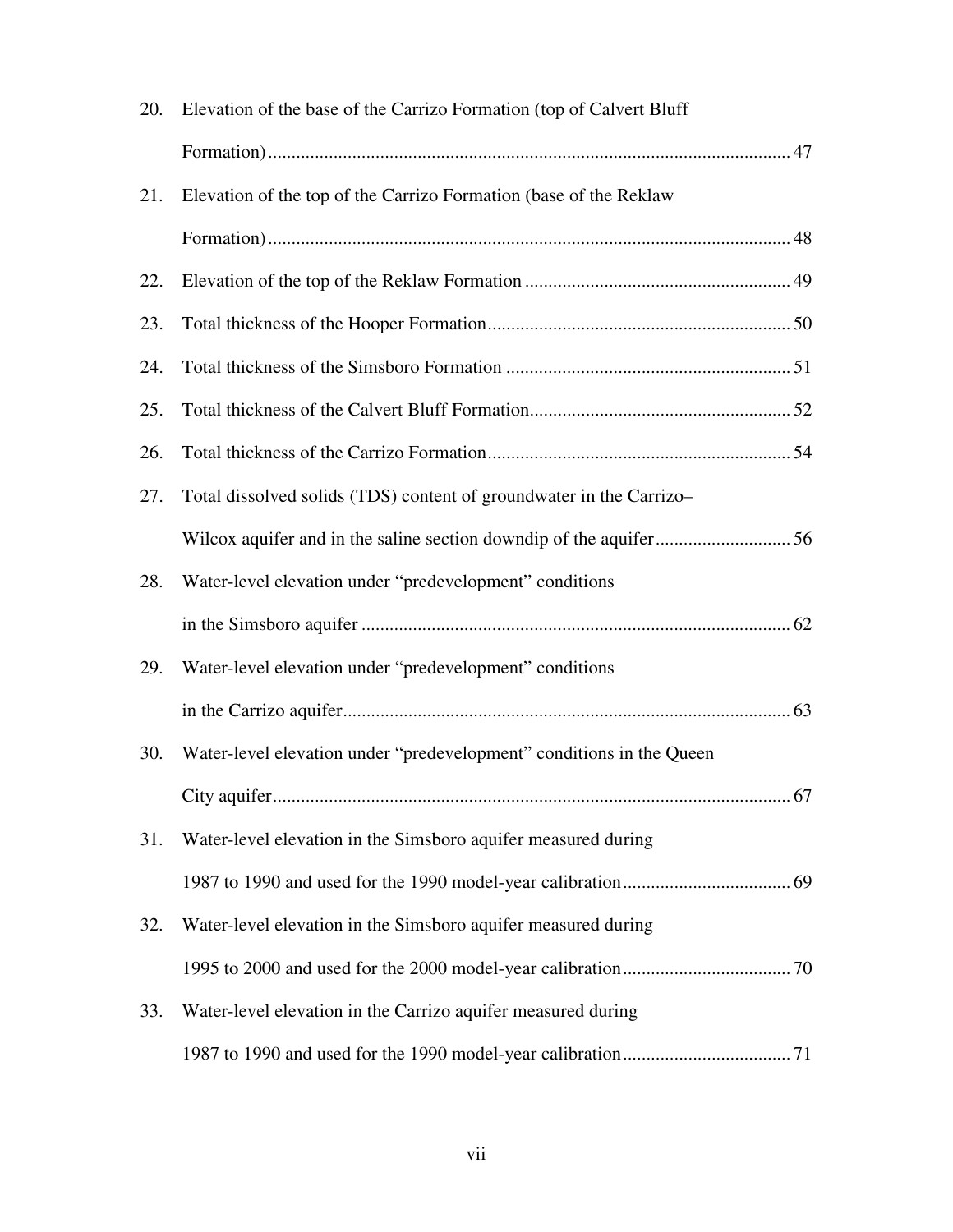20. Elevation of the base of the Carrizo Formation (top of Calvert Bluff Formation) ........................................ 47
21. Elevation of the top of the Carrizo Formation (base of the Reklaw Formation) ........................................ 48
22. Elevation of the top of the Reklaw Formation ........................................ 49
23. Total thickness of the Hooper Formation ........................................ 50
24. Total thickness of the Simsboro Formation ........................................ 51
25. Total thickness of the Calvert Bluff Formation ........................................ 52
26. Total thickness of the Carrizo Formation ........................................ 54
27. Total dissolved solids (TDS) content of groundwater in the Carrizo–Wilcox aquifer and in the saline section downdip of the aquifer ........................................ 56
28. Water-level elevation under "predevelopment" conditions in the Simsboro aquifer ........................................ 62
29. Water-level elevation under "predevelopment" conditions in the Carrizo aquifer ........................................ 63
30. Water-level elevation under "predevelopment" conditions in the Queen City aquifer ........................................ 67
31. Water-level elevation in the Simsboro aquifer measured during 1987 to 1990 and used for the 1990 model-year calibration ........................................ 69
32. Water-level elevation in the Simsboro aquifer measured during 1995 to 2000 and used for the 2000 model-year calibration ........................................ 70
33. Water-level elevation in the Carrizo aquifer measured during 1987 to 1990 and used for the 1990 model-year calibration ........................................ 71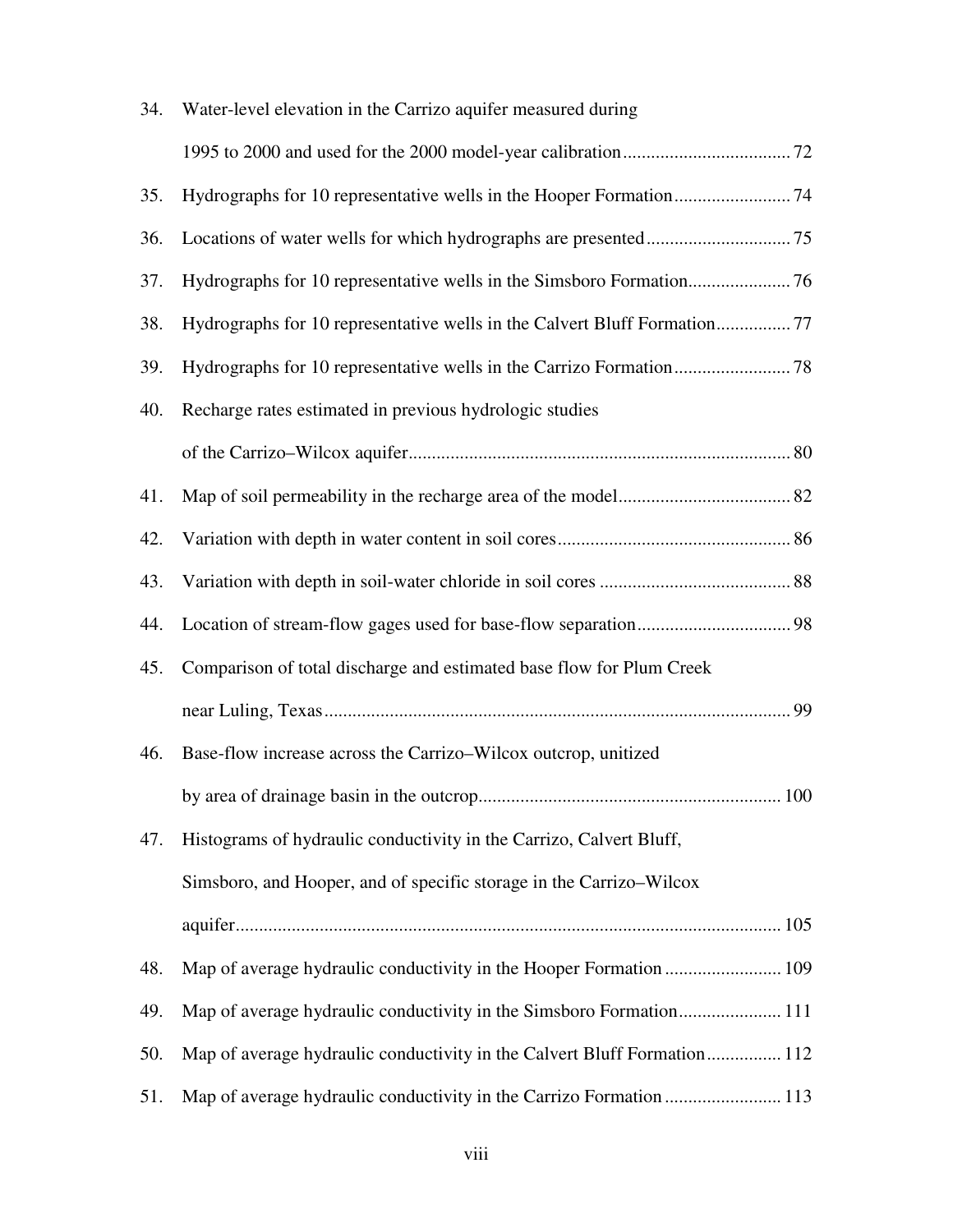34. Water-level elevation in the Carrizo aquifer measured during 1995 to 2000 and used for the 2000 model-year calibration.................................... 72
35. Hydrographs for 10 representative wells in the Hooper Formation......................... 74
36. Locations of water wells for which hydrographs are presented.............................. 75
37. Hydrographs for 10 representative wells in the Simsboro Formation...................... 76
38. Hydrographs for 10 representative wells in the Calvert Bluff Formation................ 77
39. Hydrographs for 10 representative wells in the Carrizo Formation......................... 78
40. Recharge rates estimated in previous hydrologic studies of the Carrizo–Wilcox aquifer.................................................................................. 80
41. Map of soil permeability in the recharge area of the model..................................... 82
42. Variation with depth in water content in soil cores.................................................. 86
43. Variation with depth in soil-water chloride in soil cores ......................................... 88
44. Location of stream-flow gages used for base-flow separation................................. 98
45. Comparison of total discharge and estimated base flow for Plum Creek near Luling, Texas.................................................................................................... 99
46. Base-flow increase across the Carrizo–Wilcox outcrop, unitized by area of drainage basin in the outcrop................................................................. 100
47. Histograms of hydraulic conductivity in the Carrizo, Calvert Bluff, Simsboro, and Hooper, and of specific storage in the Carrizo–Wilcox aquifer..................................................................................................................... 105
48. Map of average hydraulic conductivity in the Hooper Formation ......................... 109
49. Map of average hydraulic conductivity in the Simsboro Formation...................... 111
50. Map of average hydraulic conductivity in the Calvert Bluff Formation................ 112
51. Map of average hydraulic conductivity in the Carrizo Formation ......................... 113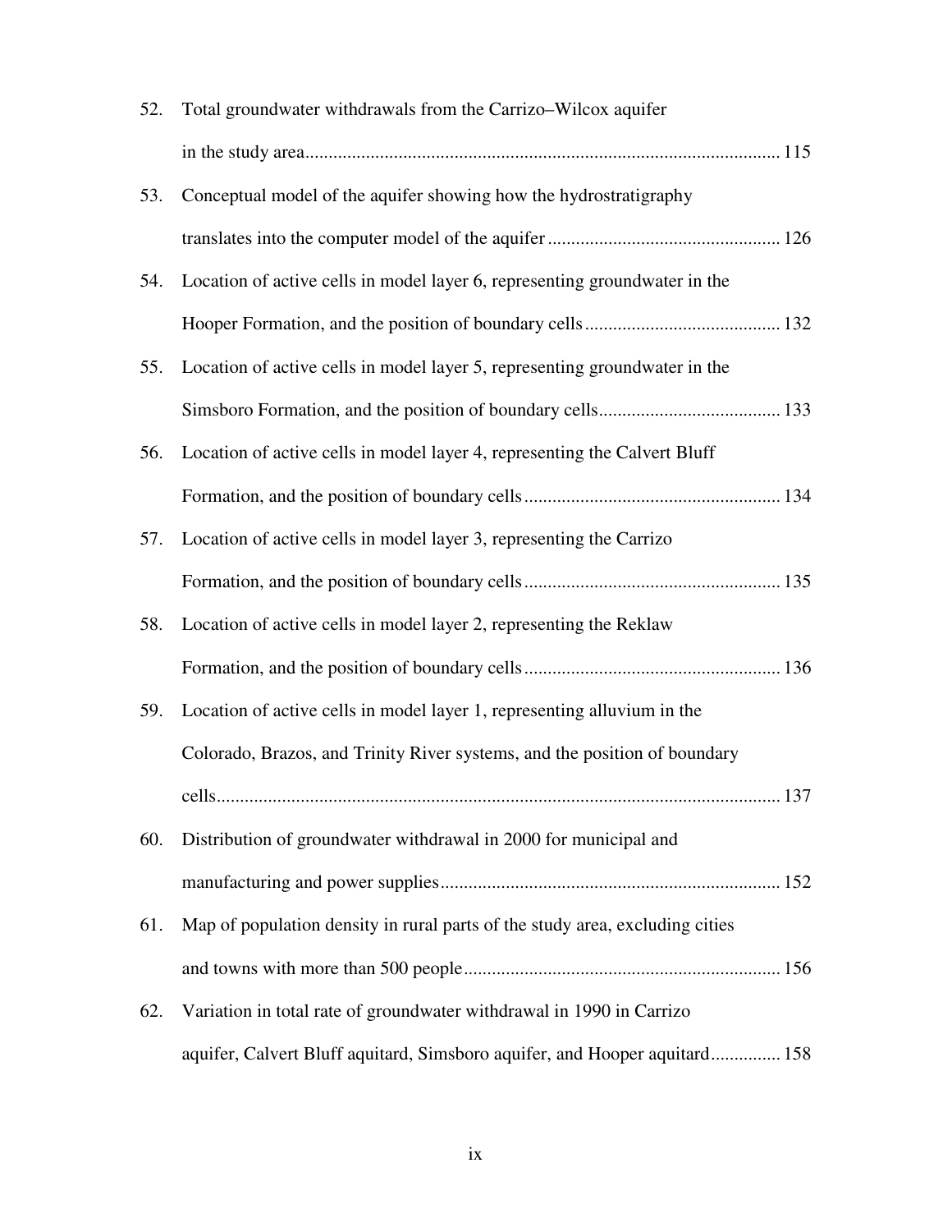52. Total groundwater withdrawals from the Carrizo–Wilcox aquifer in the study area....................................................................................................... 115
53. Conceptual model of the aquifer showing how the hydrostratigraphy translates into the computer model of the aquifer ................................................. 126
54. Location of active cells in model layer 6, representing groundwater in the Hooper Formation, and the position of boundary cells.......................................... 132
55. Location of active cells in model layer 5, representing groundwater in the Simsboro Formation, and the position of boundary cells...................................... 133
56. Location of active cells in model layer 4, representing the Calvert Bluff Formation, and the position of boundary cells...................................................... 134
57. Location of active cells in model layer 3, representing the Carrizo Formation, and the position of boundary cells...................................................... 135
58. Location of active cells in model layer 2, representing the Reklaw Formation, and the position of boundary cells...................................................... 136
59. Location of active cells in model layer 1, representing alluvium in the Colorado, Brazos, and Trinity River systems, and the position of boundary cells........................................................................................................................ 137
60. Distribution of groundwater withdrawal in 2000 for municipal and manufacturing and power supplies......................................................................... 152
61. Map of population density in rural parts of the study area, excluding cities and towns with more than 500 people.................................................................... 156
62. Variation in total rate of groundwater withdrawal in 1990 in Carrizo aquifer, Calvert Bluff aquitard, Simsboro aquifer, and Hooper aquitard............... 158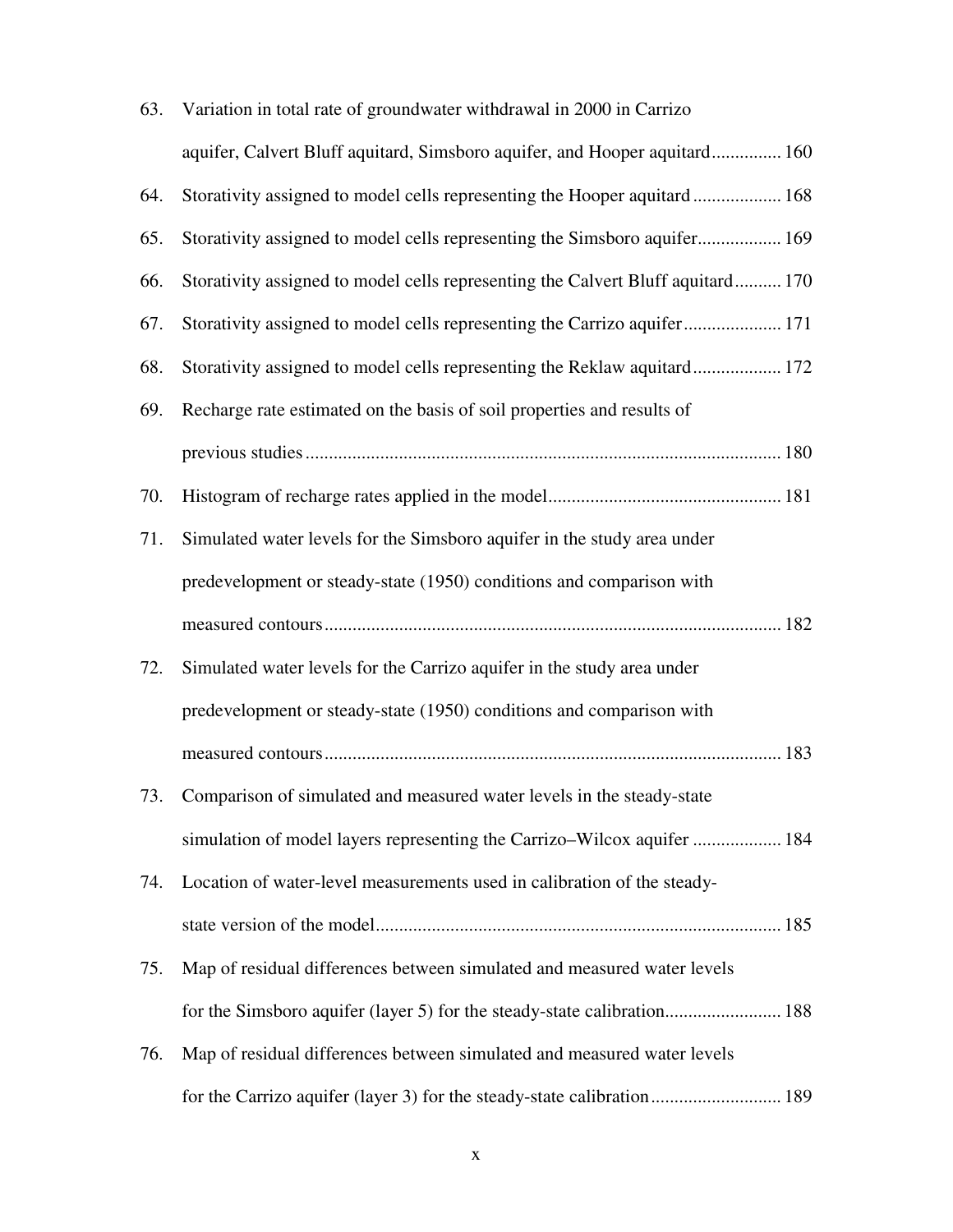63. Variation in total rate of groundwater withdrawal in 2000 in Carrizo aquifer, Calvert Bluff aquitard, Simsboro aquifer, and Hooper aquitard............... 160
64. Storativity assigned to model cells representing the Hooper aquitard ................... 168
65. Storativity assigned to model cells representing the Simsboro aquifer.................. 169
66. Storativity assigned to model cells representing the Calvert Bluff aquitard.......... 170
67. Storativity assigned to model cells representing the Carrizo aquifer..................... 171
68. Storativity assigned to model cells representing the Reklaw aquitard................... 172
69. Recharge rate estimated on the basis of soil properties and results of previous studies ..................................................................................................... 180
70. Histogram of recharge rates applied in the model.................................................. 181
71. Simulated water levels for the Simsboro aquifer in the study area under predevelopment or steady-state (1950) conditions and comparison with measured contours.................................................................................................. 182
72. Simulated water levels for the Carrizo aquifer in the study area under predevelopment or steady-state (1950) conditions and comparison with measured contours.................................................................................................. 183
73. Comparison of simulated and measured water levels in the steady-state simulation of model layers representing the Carrizo–Wilcox aquifer ................... 184
74. Location of water-level measurements used in calibration of the steady-state version of the model...................................................................................... 185
75. Map of residual differences between simulated and measured water levels for the Simsboro aquifer (layer 5) for the steady-state calibration......................... 188
76. Map of residual differences between simulated and measured water levels for the Carrizo aquifer (layer 3) for the steady-state calibration............................ 189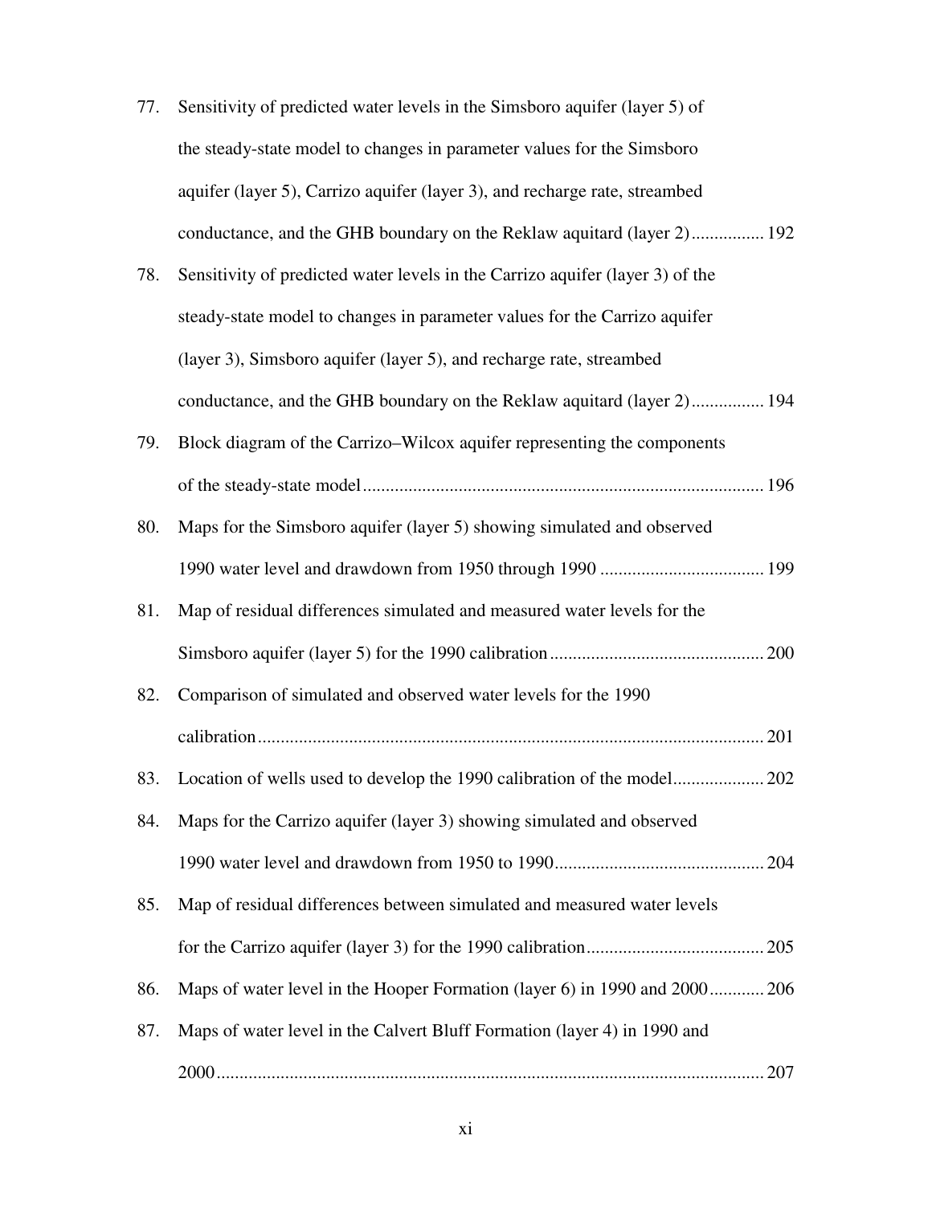77. Sensitivity of predicted water levels in the Simsboro aquifer (layer 5) of the steady-state model to changes in parameter values for the Simsboro aquifer (layer 5), Carrizo aquifer (layer 3), and recharge rate, streambed conductance, and the GHB boundary on the Reklaw aquitard (layer 2)................ 192
78. Sensitivity of predicted water levels in the Carrizo aquifer (layer 3) of the steady-state model to changes in parameter values for the Carrizo aquifer (layer 3), Simsboro aquifer (layer 5), and recharge rate, streambed conductance, and the GHB boundary on the Reklaw aquitard (layer 2)................ 194
79. Block diagram of the Carrizo–Wilcox aquifer representing the components of the steady-state model....................................................................................... 196
80. Maps for the Simsboro aquifer (layer 5) showing simulated and observed 1990 water level and drawdown from 1950 through 1990 .................................... 199
81. Map of residual differences simulated and measured water levels for the Simsboro aquifer (layer 5) for the 1990 calibration............................................... 200
82. Comparison of simulated and observed water levels for the 1990 calibration............................................................................................................... 201
83. Location of wells used to develop the 1990 calibration of the model.................... 202
84. Maps for the Carrizo aquifer (layer 3) showing simulated and observed 1990 water level and drawdown from 1950 to 1990.............................................. 204
85. Map of residual differences between simulated and measured water levels for the Carrizo aquifer (layer 3) for the 1990 calibration....................................... 205
86. Maps of water level in the Hooper Formation (layer 6) in 1990 and 2000............ 206
87. Maps of water level in the Calvert Bluff Formation (layer 4) in 1990 and 2000........................................................................................................................ 207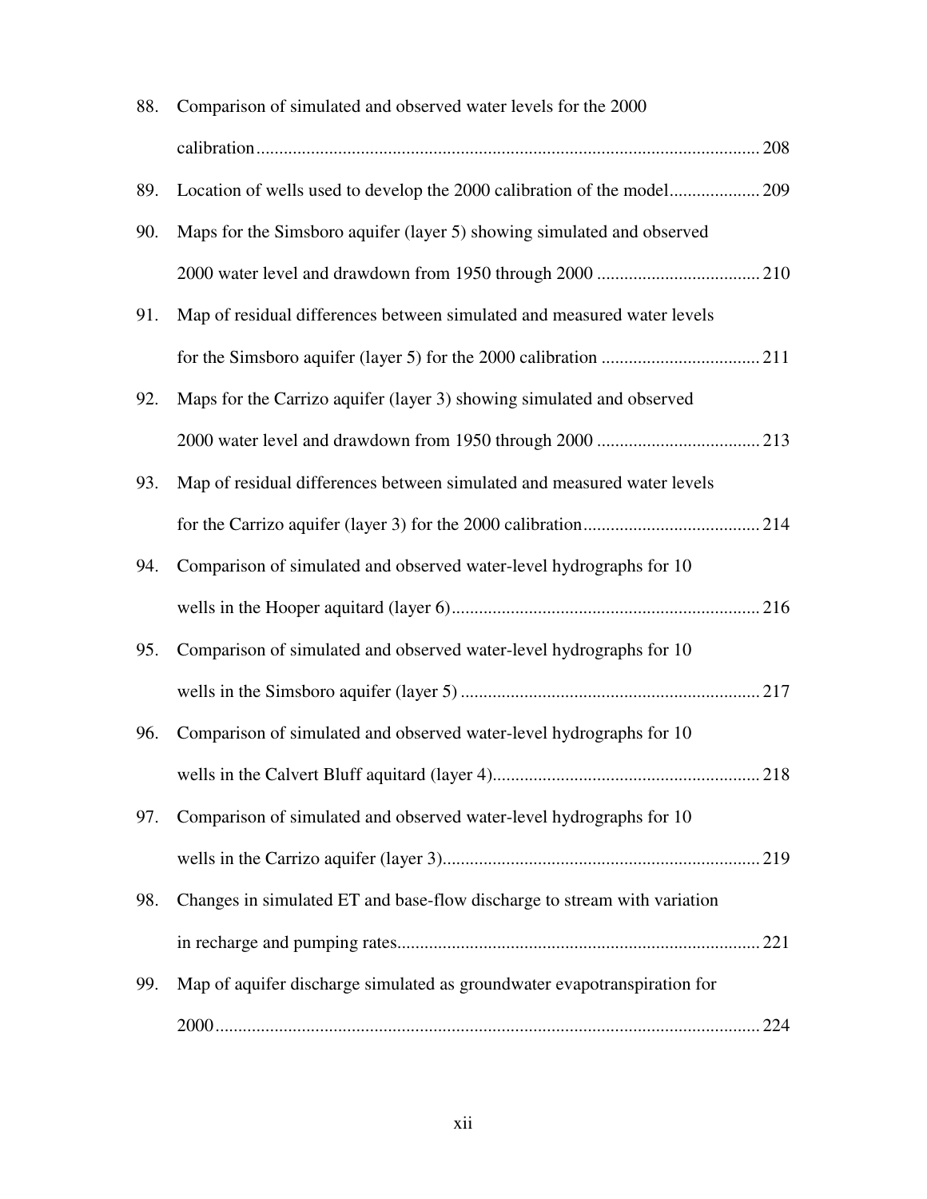88. Comparison of simulated and observed water levels for the 2000 calibration ........................................................................ 208

89. Location of wells used to develop the 2000 calibration of the model .................... 209

90. Maps for the Simsboro aquifer (layer 5) showing simulated and observed 2000 water level and drawdown from 1950 through 2000 .................................... 210

91. Map of residual differences between simulated and measured water levels for the Simsboro aquifer (layer 5) for the 2000 calibration .................................. 211

92. Maps for the Carrizo aquifer (layer 3) showing simulated and observed 2000 water level and drawdown from 1950 through 2000 .................................... 213

93. Map of residual differences between simulated and measured water levels for the Carrizo aquifer (layer 3) for the 2000 calibration ...................................... 214

94. Comparison of simulated and observed water-level hydrographs for 10 wells in the Hooper aquitard (layer 6) ................................................................... 216

95. Comparison of simulated and observed water-level hydrographs for 10 wells in the Simsboro aquifer (layer 5) ................................................................. 217

96. Comparison of simulated and observed water-level hydrographs for 10 wells in the Calvert Bluff aquitard (layer 4) .......................................................... 218

97. Comparison of simulated and observed water-level hydrographs for 10 wells in the Carrizo aquifer (layer 3) ..................................................................... 219

98. Changes in simulated ET and base-flow discharge to stream with variation in recharge and pumping rates ............................................................................. 221

99. Map of aquifer discharge simulated as groundwater evapotranspiration for 2000 ....................................................................................................................... 224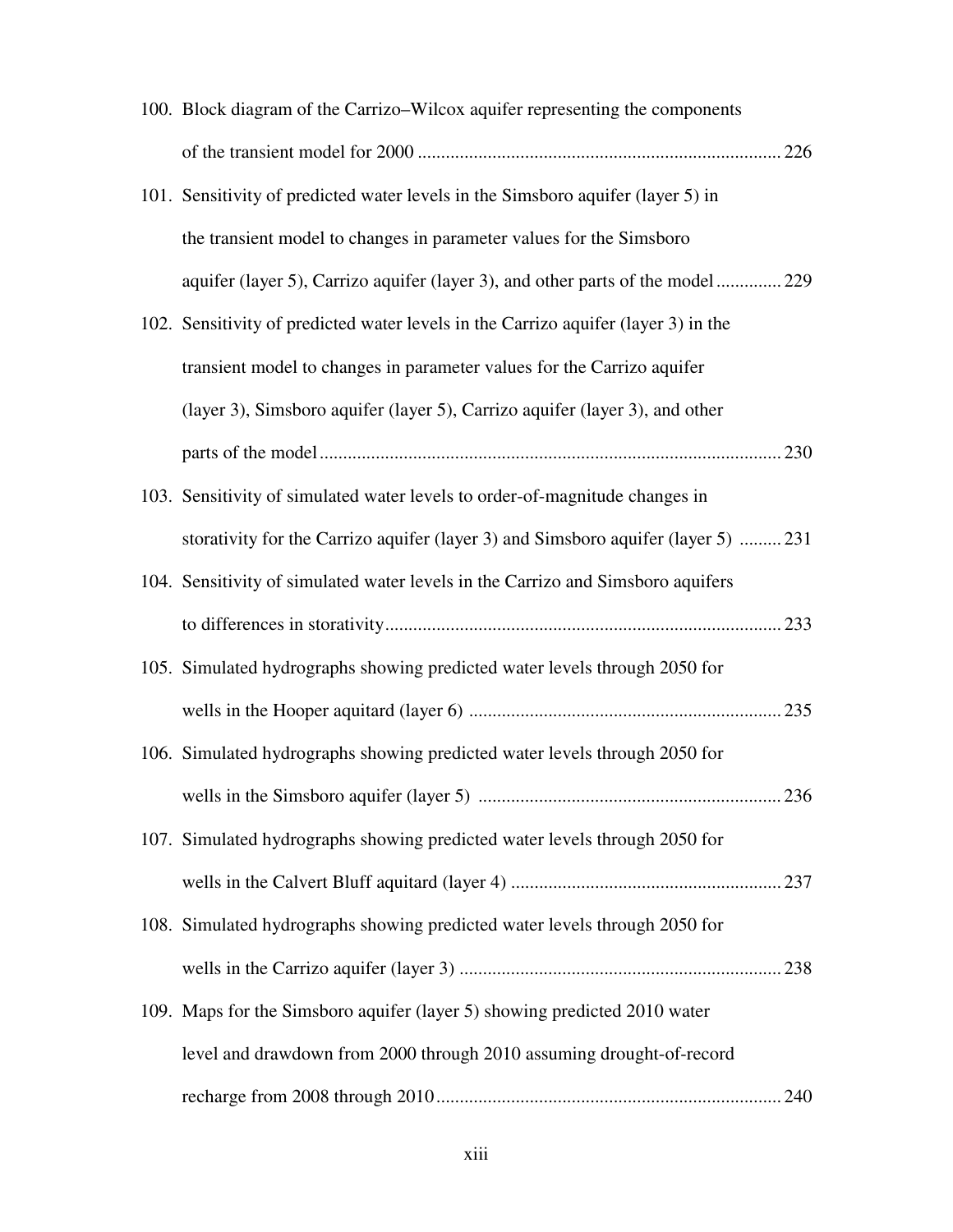100. Block diagram of the Carrizo–Wilcox aquifer representing the components of the transient model for 2000 ............................................................................ 226

101. Sensitivity of predicted water levels in the Simsboro aquifer (layer 5) in the transient model to changes in parameter values for the Simsboro aquifer (layer 5), Carrizo aquifer (layer 3), and other parts of the model ............. 229

102. Sensitivity of predicted water levels in the Carrizo aquifer (layer 3) in the transient model to changes in parameter values for the Carrizo aquifer (layer 3), Simsboro aquifer (layer 5), Carrizo aquifer (layer 3), and other parts of the model .................................................................................................. 230

103. Sensitivity of simulated water levels to order-of-magnitude changes in storativity for the Carrizo aquifer (layer 3) and Simsboro aquifer (layer 5) ......... 231

104. Sensitivity of simulated water levels in the Carrizo and Simsboro aquifers to differences in storativity.................................................................................... 233

105. Simulated hydrographs showing predicted water levels through 2050 for wells in the Hooper aquitard (layer 6) .................................................................. 235

106. Simulated hydrographs showing predicted water levels through 2050 for wells in the Simsboro aquifer (layer 5) ................................................................ 236

107. Simulated hydrographs showing predicted water levels through 2050 for wells in the Calvert Bluff aquitard (layer 4) ......................................................... 237

108. Simulated hydrographs showing predicted water levels through 2050 for wells in the Carrizo aquifer (layer 3) .................................................................... 238

109. Maps for the Simsboro aquifer (layer 5) showing predicted 2010 water level and drawdown from 2000 through 2010 assuming drought-of-record recharge from 2008 through 2010......................................................................... 240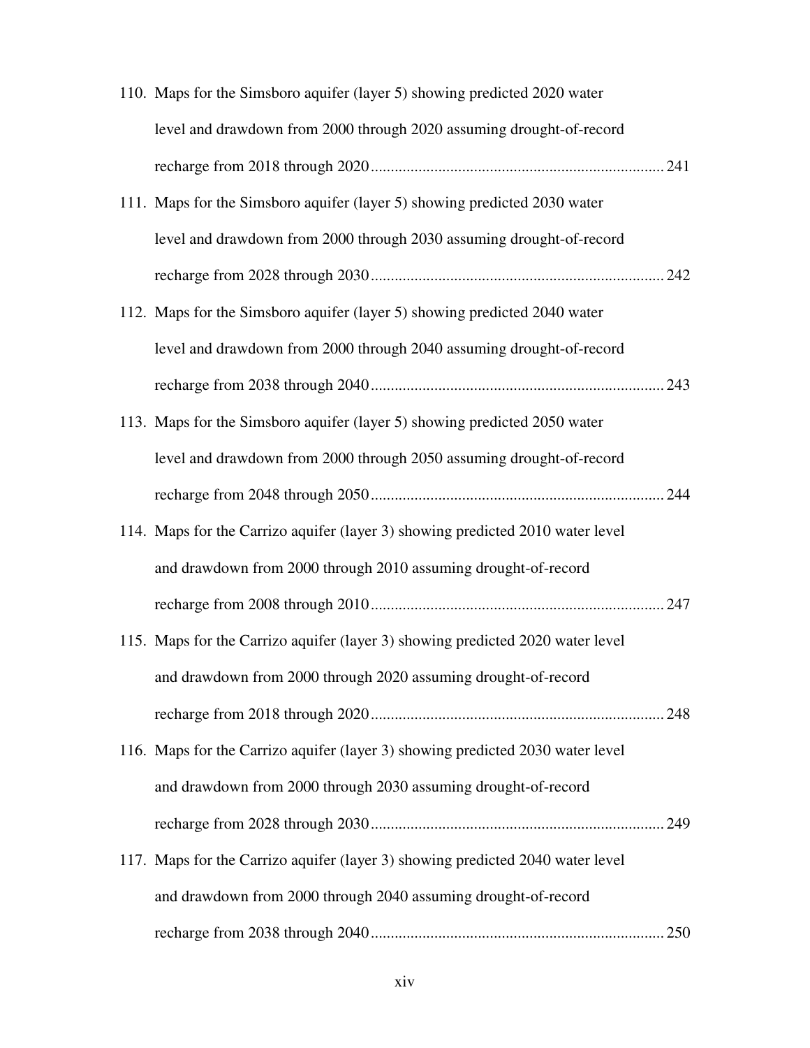110. Maps for the Simsboro aquifer (layer 5) showing predicted 2020 water level and drawdown from 2000 through 2020 assuming drought-of-record recharge from 2018 through 2020 ........ 241

111. Maps for the Simsboro aquifer (layer 5) showing predicted 2030 water level and drawdown from 2000 through 2030 assuming drought-of-record recharge from 2028 through 2030 ........ 242

112. Maps for the Simsboro aquifer (layer 5) showing predicted 2040 water level and drawdown from 2000 through 2040 assuming drought-of-record recharge from 2038 through 2040 ........ 243

113. Maps for the Simsboro aquifer (layer 5) showing predicted 2050 water level and drawdown from 2000 through 2050 assuming drought-of-record recharge from 2048 through 2050 ........ 244

114. Maps for the Carrizo aquifer (layer 3) showing predicted 2010 water level and drawdown from 2000 through 2010 assuming drought-of-record recharge from 2008 through 2010 ........ 247

115. Maps for the Carrizo aquifer (layer 3) showing predicted 2020 water level and drawdown from 2000 through 2020 assuming drought-of-record recharge from 2018 through 2020 ........ 248

116. Maps for the Carrizo aquifer (layer 3) showing predicted 2030 water level and drawdown from 2000 through 2030 assuming drought-of-record recharge from 2028 through 2030 ........ 249

117. Maps for the Carrizo aquifer (layer 3) showing predicted 2040 water level and drawdown from 2000 through 2040 assuming drought-of-record recharge from 2038 through 2040 ........ 250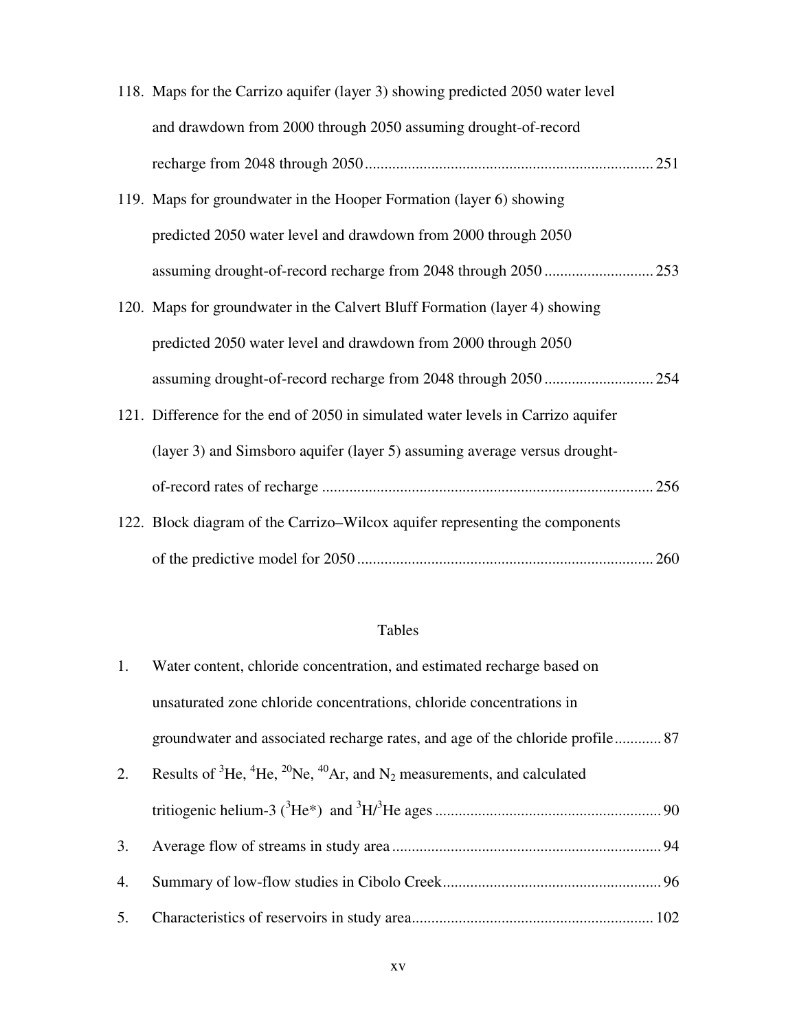118. Maps for the Carrizo aquifer (layer 3) showing predicted 2050 water level and drawdown from 2000 through 2050 assuming drought-of-record recharge from 2048 through 2050 ........................................................................ 251

119. Maps for groundwater in the Hooper Formation (layer 6) showing predicted 2050 water level and drawdown from 2000 through 2050 assuming drought-of-record recharge from 2048 through 2050 ........................... 253

120. Maps for groundwater in the Calvert Bluff Formation (layer 4) showing predicted 2050 water level and drawdown from 2000 through 2050 assuming drought-of-record recharge from 2048 through 2050 ........................... 254

121. Difference for the end of 2050 in simulated water levels in Carrizo aquifer (layer 3) and Simsboro aquifer (layer 5) assuming average versus drought-of-record rates of recharge ..................................................................................... 256

122. Block diagram of the Carrizo–Wilcox aquifer representing the components of the predictive model for 2050 ........................................................................... 260

## Tables

1. Water content, chloride concentration, and estimated recharge based on unsaturated zone chloride concentrations, chloride concentrations in groundwater and associated recharge rates, and age of the chloride profile ............ 87

2. Results of $^{3}He$, $^{4}He$, $^{20}Ne$, $^{40}Ar$, and $N_2$ measurements, and calculated tritiogenic helium-3 ($^{3}He^{*}$) and $^{3}H/^{3}He$ ages ......................................................... 90

3. Average flow of streams in study area ..................................................................... 94

4. Summary of low-flow studies in Cibolo Creek ........................................................ 96

5. Characteristics of reservoirs in study area ............................................................. 102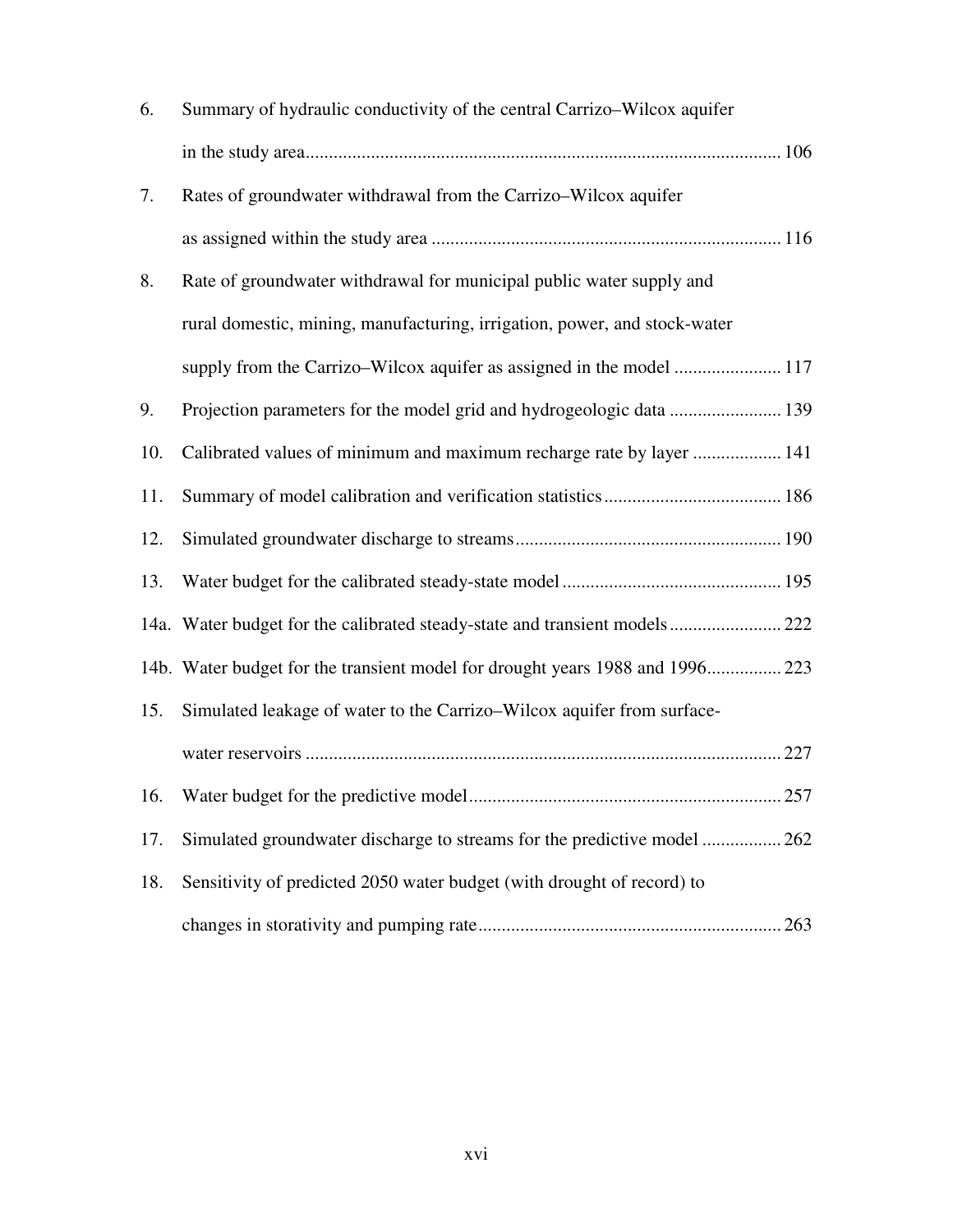6. Summary of hydraulic conductivity of the central Carrizo–Wilcox aquifer in the study area ..... 106
7. Rates of groundwater withdrawal from the Carrizo–Wilcox aquifer as assigned within the study area ..... 116
8. Rate of groundwater withdrawal for municipal public water supply and rural domestic, mining, manufacturing, irrigation, power, and stock-water supply from the Carrizo–Wilcox aquifer as assigned in the model ..... 117
9. Projection parameters for the model grid and hydrogeologic data ..... 139
10. Calibrated values of minimum and maximum recharge rate by layer ..... 141
11. Summary of model calibration and verification statistics ..... 186
12. Simulated groundwater discharge to streams ..... 190
13. Water budget for the calibrated steady-state model ..... 195

14a. Water budget for the calibrated steady-state and transient models ..... 222

14b. Water budget for the transient model for drought years 1988 and 1996 ..... 223

15. Simulated leakage of water to the Carrizo–Wilcox aquifer from surface-water reservoirs ..... 227
16. Water budget for the predictive model ..... 257
17. Simulated groundwater discharge to streams for the predictive model ..... 262
18. Sensitivity of predicted 2050 water budget (with drought of record) to changes in storativity and pumping rate ..... 263